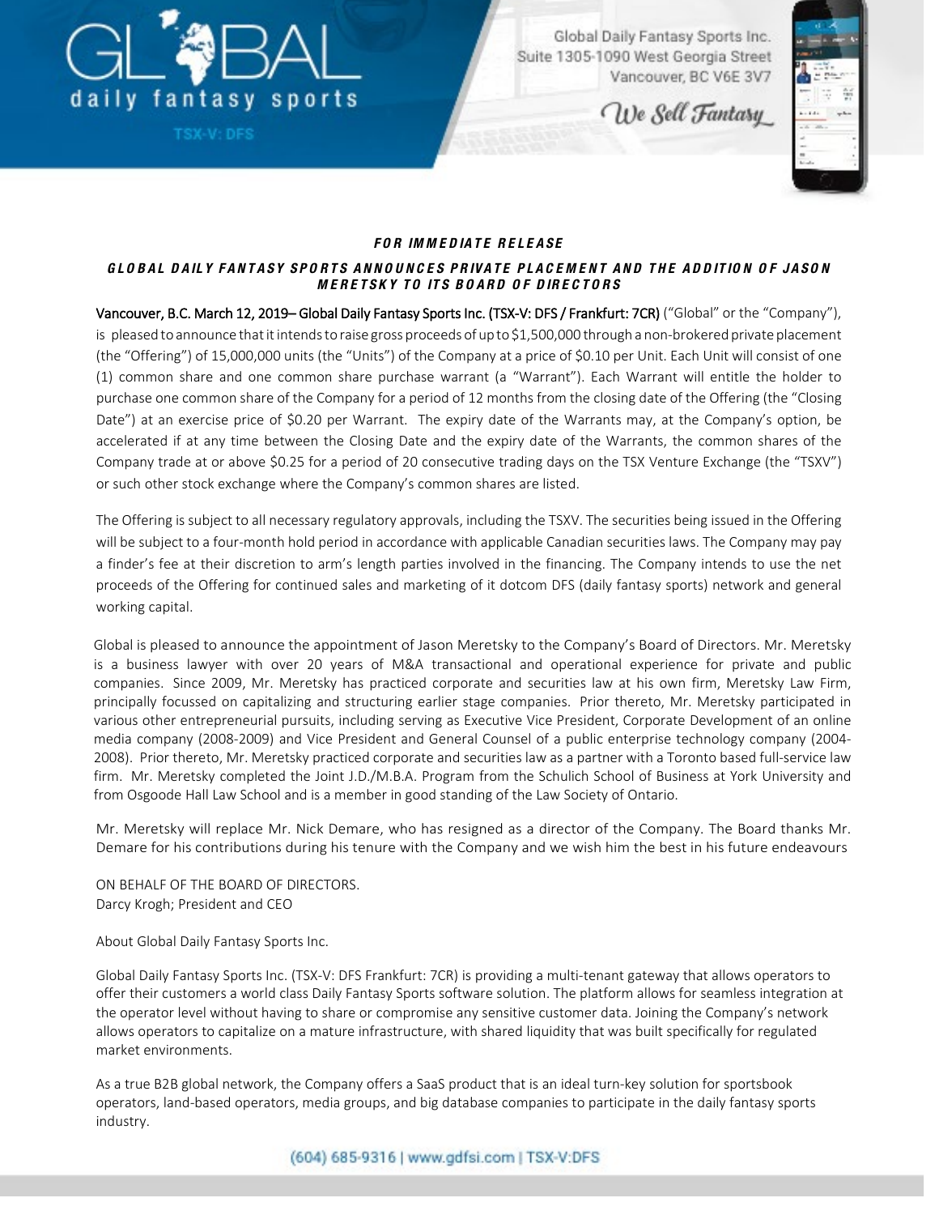Global Daily Fantasy Sports Inc.
Suite 1305-1090 West Georgia Street
Vancouver, BC V6E 3V7

We Sell Fantasy

GLOBAL daily fantasy sports
TSX-V: DFS

***FOR IMMEDIATE RELEASE***

***GLOBAL DAILY FANTASY SPORTS ANNOUNCES PRIVATE PLACEMENT AND THE ADDITION OF JASON MERETSKY TO ITS BOARD OF DIRECTORS***

**Vancouver, B.C. March 12, 2019– Global Daily Fantasy Sports Inc. (TSX-V: DFS / Frankfurt: 7CR)** ("Global" or the "Company"), is pleased to announce that it intends to raise gross proceeds of up to $1,500,000 through a non-brokered private placement (the "Offering") of 15,000,000 units (the "Units") of the Company at a price of $0.10 per Unit. Each Unit will consist of one (1) common share and one common share purchase warrant (a "Warrant"). Each Warrant will entitle the holder to purchase one common share of the Company for a period of 12 months from the closing date of the Offering (the "Closing Date") at an exercise price of $0.20 per Warrant. The expiry date of the Warrants may, at the Company's option, be accelerated if at any time between the Closing Date and the expiry date of the Warrants, the common shares of the Company trade at or above $0.25 for a period of 20 consecutive trading days on the TSX Venture Exchange (the "TSXV") or such other stock exchange where the Company's common shares are listed.

The Offering is subject to all necessary regulatory approvals, including the TSXV. The securities being issued in the Offering will be subject to a four-month hold period in accordance with applicable Canadian securities laws. The Company may pay a finder's fee at their discretion to arm's length parties involved in the financing. The Company intends to use the net proceeds of the Offering for continued sales and marketing of it dotcom DFS (daily fantasy sports) network and general working capital.

Global is pleased to announce the appointment of Jason Meretsky to the Company's Board of Directors. Mr. Meretsky is a business lawyer with over 20 years of M&A transactional and operational experience for private and public companies. Since 2009, Mr. Meretsky has practiced corporate and securities law at his own firm, Meretsky Law Firm, principally focussed on capitalizing and structuring earlier stage companies. Prior thereto, Mr. Meretsky participated in various other entrepreneurial pursuits, including serving as Executive Vice President, Corporate Development of an online media company (2008-2009) and Vice President and General Counsel of a public enterprise technology company (2004-2008). Prior thereto, Mr. Meretsky practiced corporate and securities law as a partner with a Toronto based full-service law firm. Mr. Meretsky completed the Joint J.D./M.B.A. Program from the Schulich School of Business at York University and from Osgoode Hall Law School and is a member in good standing of the Law Society of Ontario.

Mr. Meretsky will replace Mr. Nick Demare, who has resigned as a director of the Company. The Board thanks Mr. Demare for his contributions during his tenure with the Company and we wish him the best in his future endeavours

ON BEHALF OF THE BOARD OF DIRECTORS.
Darcy Krogh; President and CEO

About Global Daily Fantasy Sports Inc.

Global Daily Fantasy Sports Inc. (TSX-V: DFS Frankfurt: 7CR) is providing a multi-tenant gateway that allows operators to offer their customers a world class Daily Fantasy Sports software solution. The platform allows for seamless integration at the operator level without having to share or compromise any sensitive customer data. Joining the Company's network allows operators to capitalize on a mature infrastructure, with shared liquidity that was built specifically for regulated market environments.

As a true B2B global network, the Company offers a SaaS product that is an ideal turn-key solution for sportsbook operators, land-based operators, media groups, and big database companies to participate in the daily fantasy sports industry.

(604) 685-9316 | www.gdfsi.com | TSX-V:DFS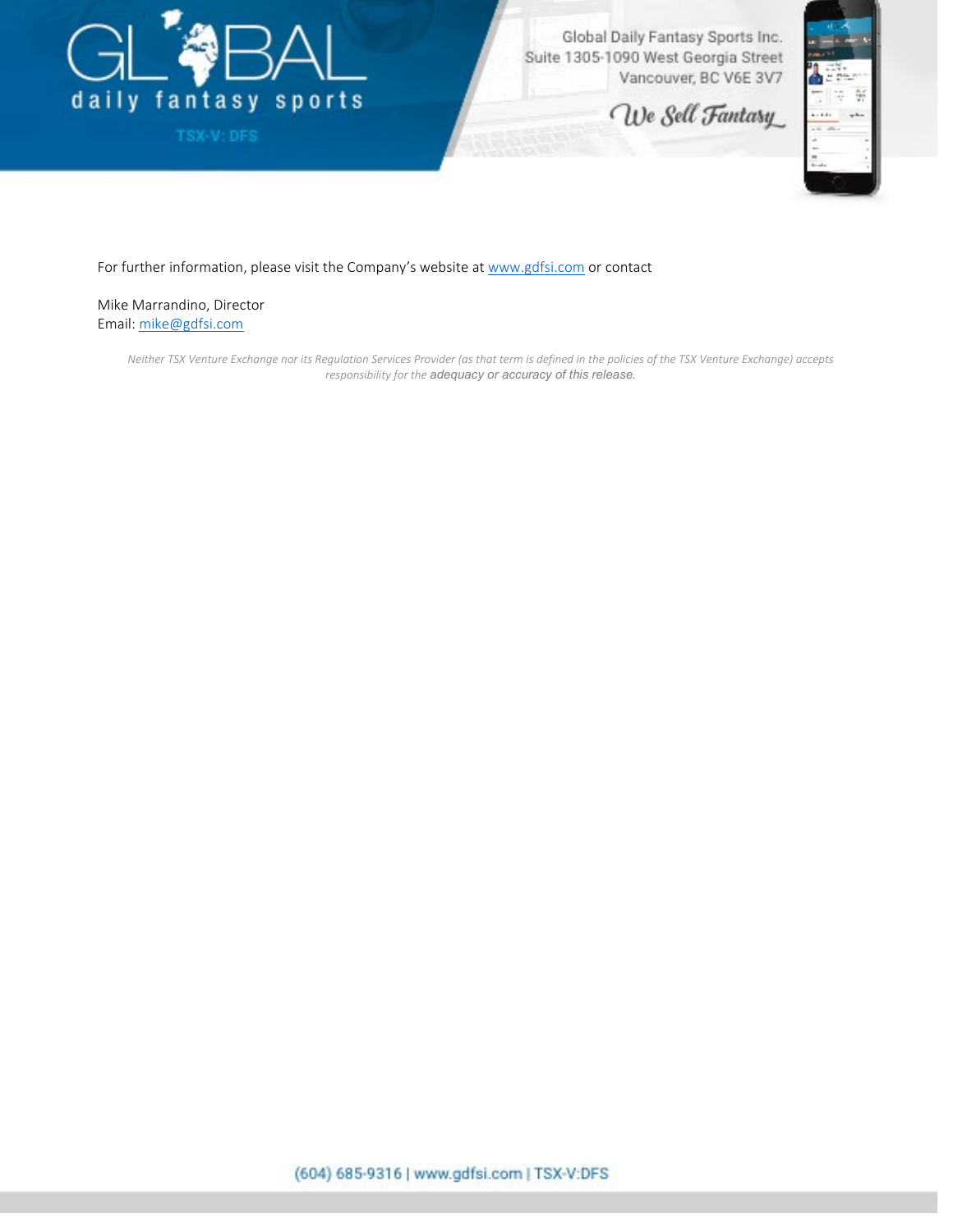For further information, please visit the Company's website at www.gdfsi.com or contact

Mike Marrandino, Director
Email: mike@gdfsi.com

*Neither TSX Venture Exchange nor its Regulation Services Provider (as that term is defined in the policies of the TSX Venture Exchange) accepts responsibility for the adequacy or accuracy of this release.*